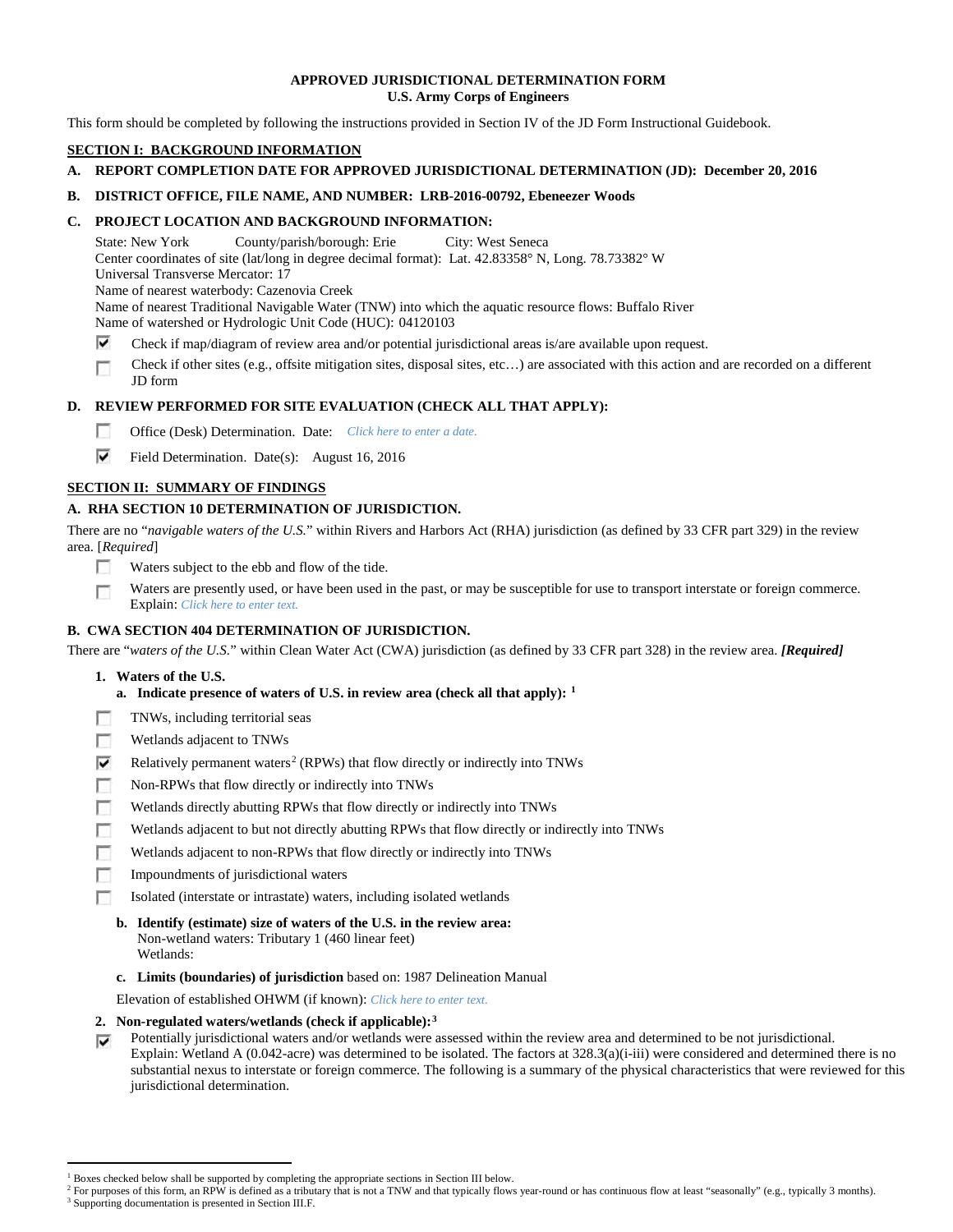# APPROVED JURISDICTIONAL DETERMINATION FORM
## U.S. Army Corps of Engineers

This form should be completed by following the instructions provided in Section IV of the JD Form Instructional Guidebook.

## SECTION I: BACKGROUND INFORMATION

**A. REPORT COMPLETION DATE FOR APPROVED JURISDICTIONAL DETERMINATION (JD): December 20, 2016**

**B. DISTRICT OFFICE, FILE NAME, AND NUMBER: LRB-2016-00792, Ebeneezer Woods**

**C. PROJECT LOCATION AND BACKGROUND INFORMATION:**

State: New York County/parish/borough: Erie City: West Seneca
Center coordinates of site (lat/long in degree decimal format): Lat. 42.83358° N, Long. 78.73382° W
Universal Transverse Mercator: 17
Name of nearest waterbody: Cazenovia Creek
Name of nearest Traditional Navigable Water (TNW) into which the aquatic resource flows: Buffalo River
Name of watershed or Hydrologic Unit Code (HUC): 04120103

- [x] Check if map/diagram of review area and/or potential jurisdictional areas is/are available upon request.
- [ ] Check if other sites (e.g., offsite mitigation sites, disposal sites, etc…) are associated with this action and are recorded on a different JD form

**D. REVIEW PERFORMED FOR SITE EVALUATION (CHECK ALL THAT APPLY):**

- [ ] Office (Desk) Determination. Date: *Click here to enter a date.*
- [x] Field Determination. Date(s): August 16, 2016

## SECTION II: SUMMARY OF FINDINGS

**A. RHA SECTION 10 DETERMINATION OF JURISDICTION.**

There are no "*navigable waters of the U.S.*" within Rivers and Harbors Act (RHA) jurisdiction (as defined by 33 CFR part 329) in the review area. [*Required*]

- [ ] Waters subject to the ebb and flow of the tide.
- [ ] Waters are presently used, or have been used in the past, or may be susceptible for use to transport interstate or foreign commerce. Explain: *Click here to enter text.*

**B. CWA SECTION 404 DETERMINATION OF JURISDICTION.**

There are "*waters of the U.S.*" within Clean Water Act (CWA) jurisdiction (as defined by 33 CFR part 328) in the review area. ***[Required]***

**1. Waters of the U.S.**

**a. Indicate presence of waters of U.S. in review area (check all that apply):** [1]

- [ ] TNWs, including territorial seas
- [ ] Wetlands adjacent to TNWs
- [x] Relatively permanent waters[2] (RPWs) that flow directly or indirectly into TNWs
- [ ] Non-RPWs that flow directly or indirectly into TNWs
- [ ] Wetlands directly abutting RPWs that flow directly or indirectly into TNWs
- [ ] Wetlands adjacent to but not directly abutting RPWs that flow directly or indirectly into TNWs
- [ ] Wetlands adjacent to non-RPWs that flow directly or indirectly into TNWs
- [ ] Impoundments of jurisdictional waters
- [ ] Isolated (interstate or intrastate) waters, including isolated wetlands

**b. Identify (estimate) size of waters of the U.S. in the review area:**
Non-wetland waters: Tributary 1 (460 linear feet)
Wetlands:

**c. Limits (boundaries) of jurisdiction** based on: 1987 Delineation Manual

Elevation of established OHWM (if known): *Click here to enter text.*

**2. Non-regulated waters/wetlands (check if applicable):**[3]

- [x] Potentially jurisdictional waters and/or wetlands were assessed within the review area and determined to be not jurisdictional. Explain: Wetland A (0.042-acre) was determined to be isolated. The factors at 328.3(a)(i-iii) were considered and determined there is no substantial nexus to interstate or foreign commerce. The following is a summary of the physical characteristics that were reviewed for this jurisdictional determination.

---

[1] Boxes checked below shall be supported by completing the appropriate sections in Section III below.
[2] For purposes of this form, an RPW is defined as a tributary that is not a TNW and that typically flows year-round or has continuous flow at least "seasonally" (e.g., typically 3 months).
[3] Supporting documentation is presented in Section III.F.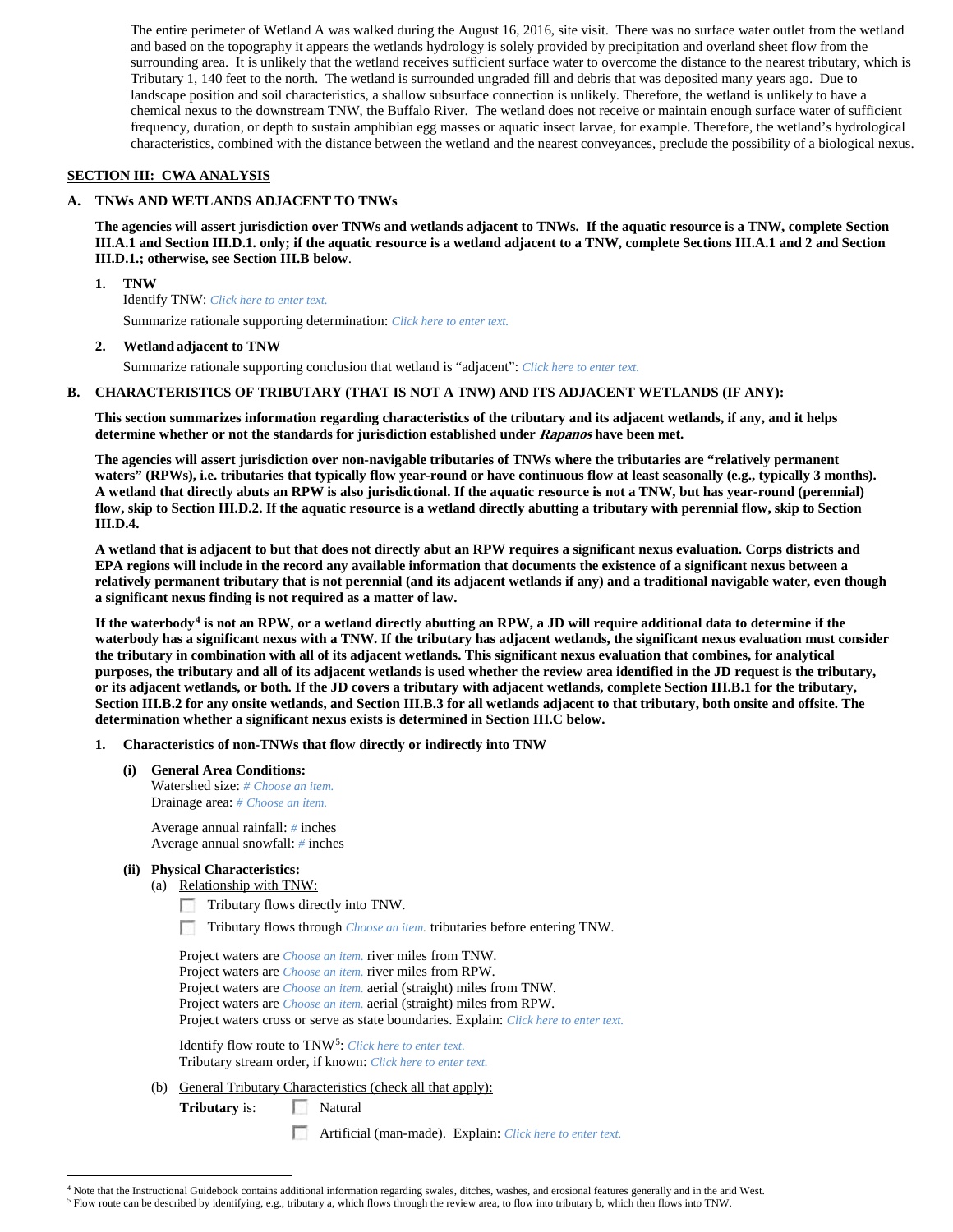The entire perimeter of Wetland A was walked during the August 16, 2016, site visit. There was no surface water outlet from the wetland and based on the topography it appears the wetlands hydrology is solely provided by precipitation and overland sheet flow from the surrounding area. It is unlikely that the wetland receives sufficient surface water to overcome the distance to the nearest tributary, which is Tributary 1, 140 feet to the north. The wetland is surrounded ungraded fill and debris that was deposited many years ago. Due to landscape position and soil characteristics, a shallow subsurface connection is unlikely. Therefore, the wetland is unlikely to have a chemical nexus to the downstream TNW, the Buffalo River. The wetland does not receive or maintain enough surface water of sufficient frequency, duration, or depth to sustain amphibian egg masses or aquatic insect larvae, for example. Therefore, the wetland's hydrological characteristics, combined with the distance between the wetland and the nearest conveyances, preclude the possibility of a biological nexus.

## SECTION III: CWA ANALYSIS

### A. TNWs AND WETLANDS ADJACENT TO TNWs

**The agencies will assert jurisdiction over TNWs and wetlands adjacent to TNWs. If the aquatic resource is a TNW, complete Section III.A.1 and Section III.D.1. only; if the aquatic resource is a wetland adjacent to a TNW, complete Sections III.A.1 and 2 and Section III.D.1.; otherwise, see Section III.B below**.

1. **TNW**
   Identify TNW: *Click here to enter text.*
   Summarize rationale supporting determination: *Click here to enter text.*

2. **Wetland adjacent to TNW**
   Summarize rationale supporting conclusion that wetland is "adjacent": *Click here to enter text.*

### B. CHARACTERISTICS OF TRIBUTARY (THAT IS NOT A TNW) AND ITS ADJACENT WETLANDS (IF ANY):

**This section summarizes information regarding characteristics of the tributary and its adjacent wetlands, if any, and it helps determine whether or not the standards for jurisdiction established under *Rapanos* have been met.**

**The agencies will assert jurisdiction over non-navigable tributaries of TNWs where the tributaries are "relatively permanent waters" (RPWs), i.e. tributaries that typically flow year-round or have continuous flow at least seasonally (e.g., typically 3 months). A wetland that directly abuts an RPW is also jurisdictional. If the aquatic resource is not a TNW, but has year-round (perennial) flow, skip to Section III.D.2. If the aquatic resource is a wetland directly abutting a tributary with perennial flow, skip to Section III.D.4.**

**A wetland that is adjacent to but that does not directly abut an RPW requires a significant nexus evaluation. Corps districts and EPA regions will include in the record any available information that documents the existence of a significant nexus between a relatively permanent tributary that is not perennial (and its adjacent wetlands if any) and a traditional navigable water, even though a significant nexus finding is not required as a matter of law.**

**If the waterbody[4] is not an RPW, or a wetland directly abutting an RPW, a JD will require additional data to determine if the waterbody has a significant nexus with a TNW. If the tributary has adjacent wetlands, the significant nexus evaluation must consider the tributary in combination with all of its adjacent wetlands. This significant nexus evaluation that combines, for analytical purposes, the tributary and all of its adjacent wetlands is used whether the review area identified in the JD request is the tributary, or its adjacent wetlands, or both. If the JD covers a tributary with adjacent wetlands, complete Section III.B.1 for the tributary, Section III.B.2 for any onsite wetlands, and Section III.B.3 for all wetlands adjacent to that tributary, both onsite and offsite. The determination whether a significant nexus exists is determined in Section III.C below.**

1. **Characteristics of non-TNWs that flow directly or indirectly into TNW**

   **(i) General Area Conditions:**
   Watershed size: *# Choose an item.*
   Drainage area: *# Choose an item.*

   Average annual rainfall: *#* inches
   Average annual snowfall: *#* inches

   **(ii) Physical Characteristics:**
   (a) Relationship with TNW:

   ☐ Tributary flows directly into TNW.

   ☐ Tributary flows through *Choose an item.* tributaries before entering TNW.

   Project waters are *Choose an item.* river miles from TNW.
   Project waters are *Choose an item.* river miles from RPW.
   Project waters are *Choose an item.* aerial (straight) miles from TNW.
   Project waters are *Choose an item.* aerial (straight) miles from RPW.
   Project waters cross or serve as state boundaries. Explain: *Click here to enter text.*

   Identify flow route to TNW[5]: *Click here to enter text.*
   Tributary stream order, if known: *Click here to enter text.*

   (b) General Tributary Characteristics (check all that apply):
   **Tributary** is: ☐ Natural

   ☐ Artificial (man-made). Explain: *Click here to enter text.*

---

[4] Note that the Instructional Guidebook contains additional information regarding swales, ditches, washes, and erosional features generally and in the arid West.
[5] Flow route can be described by identifying, e.g., tributary a, which flows through the review area, to flow into tributary b, which then flows into TNW.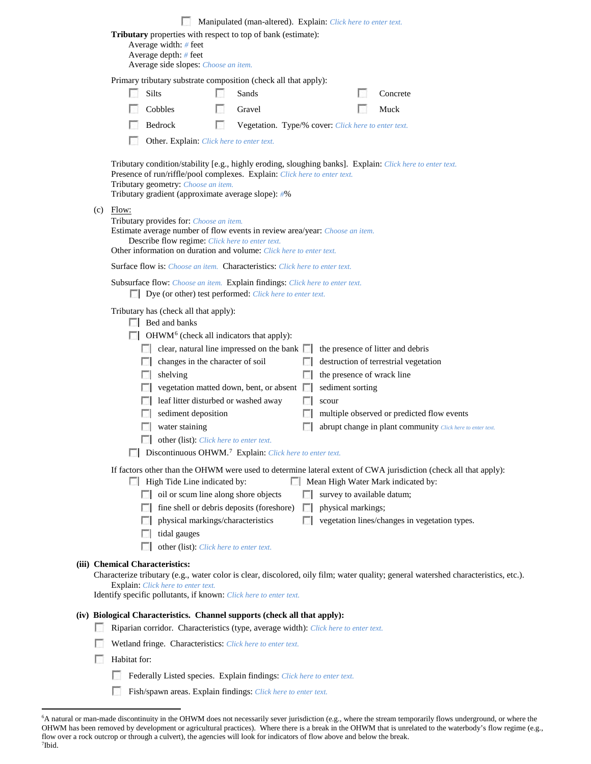☐ Manipulated (man-altered). Explain: *Click here to enter text.*

**Tributary** properties with respect to top of bank (estimate):
Average width: # feet
Average depth: # feet
Average side slopes: *Choose an item.*

Primary tributary substrate composition (check all that apply):

☐ Silts ☐ Sands ☐ Concrete
☐ Cobbles ☐ Gravel ☐ Muck
☐ Bedrock ☐ Vegetation. Type/% cover: *Click here to enter text.*
☐ Other. Explain: *Click here to enter text.*

Tributary condition/stability [e.g., highly eroding, sloughing banks]. Explain: *Click here to enter text.*
Presence of run/riffle/pool complexes. Explain: *Click here to enter text.*
Tributary geometry: *Choose an item.*
Tributary gradient (approximate average slope): #%

(c) Flow:
Tributary provides for: *Choose an item.*
Estimate average number of flow events in review area/year: *Choose an item.*
Describe flow regime: *Click here to enter text.*
Other information on duration and volume: *Click here to enter text.*

Surface flow is: *Choose an item.* Characteristics: *Click here to enter text.*

Subsurface flow: *Choose an item.* Explain findings: *Click here to enter text.*
☐ Dye (or other) test performed: *Click here to enter text.*

Tributary has (check all that apply):
☐ Bed and banks
☐ OHWM[6] (check all indicators that apply):
☐ clear, natural line impressed on the bank ☐ the presence of litter and debris
☐ changes in the character of soil ☐ destruction of terrestrial vegetation
☐ shelving ☐ the presence of wrack line
☐ vegetation matted down, bent, or absent ☐ sediment sorting
☐ leaf litter disturbed or washed away ☐ scour
☐ sediment deposition ☐ multiple observed or predicted flow events
☐ water staining ☐ abrupt change in plant community *Click here to enter text.*
☐ other (list): *Click here to enter text.*
☐ Discontinuous OHWM.[7] Explain: *Click here to enter text.*

If factors other than the OHWM were used to determine lateral extent of CWA jurisdiction (check all that apply):
☐ High Tide Line indicated by: ☐ Mean High Water Mark indicated by:
☐ oil or scum line along shore objects ☐ survey to available datum;
☐ fine shell or debris deposits (foreshore) ☐ physical markings;
☐ physical markings/characteristics ☐ vegetation lines/changes in vegetation types.
☐ tidal gauges
☐ other (list): *Click here to enter text.*

**(iii) Chemical Characteristics:**
Characterize tributary (e.g., water color is clear, discolored, oily film; water quality; general watershed characteristics, etc.).
Explain: *Click here to enter text.*
Identify specific pollutants, if known: *Click here to enter text.*

**(iv) Biological Characteristics. Channel supports (check all that apply):**
☐ Riparian corridor. Characteristics (type, average width): *Click here to enter text.*
☐ Wetland fringe. Characteristics: *Click here to enter text.*
☐ Habitat for:
☐ Federally Listed species. Explain findings: *Click here to enter text.*
☐ Fish/spawn areas. Explain findings: *Click here to enter text.*

---

[6]A natural or man-made discontinuity in the OHWM does not necessarily sever jurisdiction (e.g., where the stream temporarily flows underground, or where the OHWM has been removed by development or agricultural practices). Where there is a break in the OHWM that is unrelated to the waterbody's flow regime (e.g., flow over a rock outcrop or through a culvert), the agencies will look for indicators of flow above and below the break.
[7]Ibid.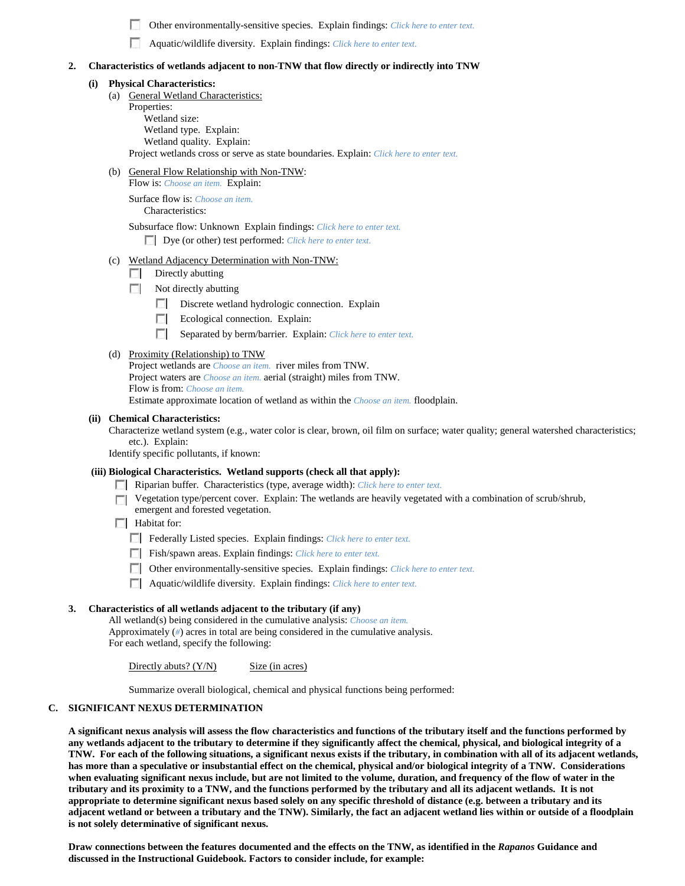- ☐ Other environmentally-sensitive species. Explain findings: *Click here to enter text.*
- ☐ Aquatic/wildlife diversity. Explain findings: *Click here to enter text.*

**2. Characteristics of wetlands adjacent to non-TNW that flow directly or indirectly into TNW**

**(i) Physical Characteristics:**

(a) General Wetland Characteristics:

Properties:

Wetland size:

Wetland type. Explain:

Wetland quality. Explain:

Project wetlands cross or serve as state boundaries. Explain: *Click here to enter text.*

(b) General Flow Relationship with Non-TNW:

Flow is: *Choose an item.* Explain:

Surface flow is: *Choose an item.*

Characteristics:

Subsurface flow: Unknown Explain findings: *Click here to enter text.*

- ☐ Dye (or other) test performed: *Click here to enter text.*

(c) Wetland Adjacency Determination with Non-TNW:

- ☐ Directly abutting
- ☐ Not directly abutting
  - ☐ Discrete wetland hydrologic connection. Explain
  - ☐ Ecological connection. Explain:
  - ☐ Separated by berm/barrier. Explain: *Click here to enter text.*

(d) Proximity (Relationship) to TNW

Project wetlands are *Choose an item.* river miles from TNW.

Project waters are *Choose an item.* aerial (straight) miles from TNW.

Flow is from: *Choose an item.*

Estimate approximate location of wetland as within the *Choose an item.* floodplain.

**(ii) Chemical Characteristics:**

Characterize wetland system (e.g., water color is clear, brown, oil film on surface; water quality; general watershed characteristics; etc.). Explain:

Identify specific pollutants, if known:

**(iii) Biological Characteristics. Wetland supports (check all that apply):**

- ☐ Riparian buffer. Characteristics (type, average width): *Click here to enter text.*
- ☐ Vegetation type/percent cover. Explain: The wetlands are heavily vegetated with a combination of scrub/shrub, emergent and forested vegetation.
- ☐ Habitat for:
  - ☐ Federally Listed species. Explain findings: *Click here to enter text.*
  - ☐ Fish/spawn areas. Explain findings: *Click here to enter text.*
  - ☐ Other environmentally-sensitive species. Explain findings: *Click here to enter text.*
  - ☐ Aquatic/wildlife diversity. Explain findings: *Click here to enter text.*

**3. Characteristics of all wetlands adjacent to the tributary (if any)**

All wetland(s) being considered in the cumulative analysis: *Choose an item.*

Approximately (*#*) acres in total are being considered in the cumulative analysis.

For each wetland, specify the following:

| Directly abuts? (Y/N) | Size (in acres) |
|---|---|

Summarize overall biological, chemical and physical functions being performed:

## C. SIGNIFICANT NEXUS DETERMINATION

**A significant nexus analysis will assess the flow characteristics and functions of the tributary itself and the functions performed by any wetlands adjacent to the tributary to determine if they significantly affect the chemical, physical, and biological integrity of a TNW. For each of the following situations, a significant nexus exists if the tributary, in combination with all of its adjacent wetlands, has more than a speculative or insubstantial effect on the chemical, physical and/or biological integrity of a TNW. Considerations when evaluating significant nexus include, but are not limited to the volume, duration, and frequency of the flow of water in the tributary and its proximity to a TNW, and the functions performed by the tributary and all its adjacent wetlands. It is not appropriate to determine significant nexus based solely on any specific threshold of distance (e.g. between a tributary and its adjacent wetland or between a tributary and the TNW). Similarly, the fact an adjacent wetland lies within or outside of a floodplain is not solely determinative of significant nexus.**

**Draw connections between the features documented and the effects on the TNW, as identified in the *Rapanos* Guidance and discussed in the Instructional Guidebook. Factors to consider include, for example:**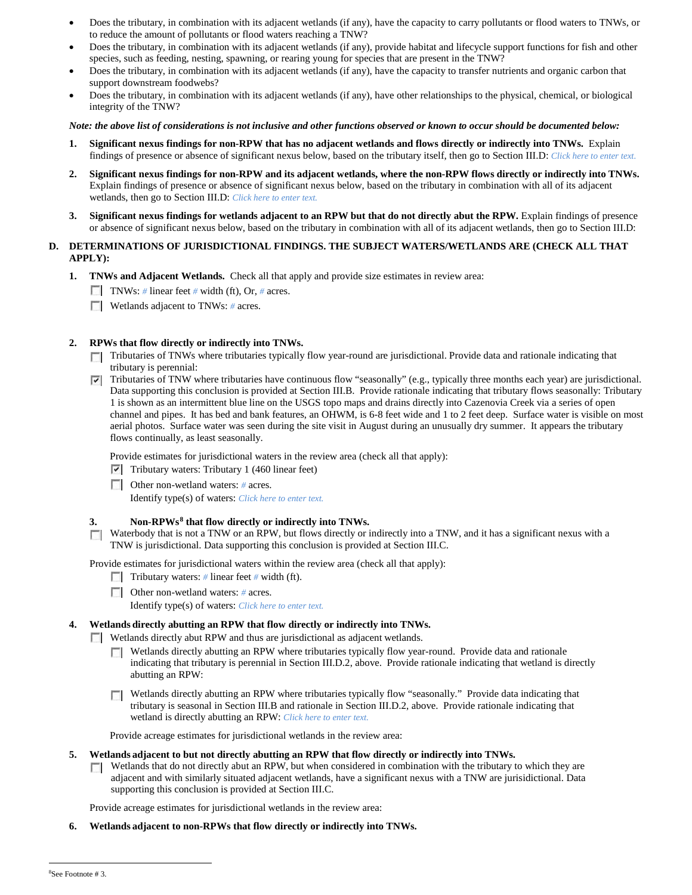- Does the tributary, in combination with its adjacent wetlands (if any), have the capacity to carry pollutants or flood waters to TNWs, or to reduce the amount of pollutants or flood waters reaching a TNW?
- Does the tributary, in combination with its adjacent wetlands (if any), provide habitat and lifecycle support functions for fish and other species, such as feeding, nesting, spawning, or rearing young for species that are present in the TNW?
- Does the tributary, in combination with its adjacent wetlands (if any), have the capacity to transfer nutrients and organic carbon that support downstream foodwebs?
- Does the tributary, in combination with its adjacent wetlands (if any), have other relationships to the physical, chemical, or biological integrity of the TNW?

***Note: the above list of considerations is not inclusive and other functions observed or known to occur should be documented below:***

1. **Significant nexus findings for non-RPW that has no adjacent wetlands and flows directly or indirectly into TNWs.** Explain findings of presence or absence of significant nexus below, based on the tributary itself, then go to Section III.D: Click here to enter text.

2. **Significant nexus findings for non-RPW and its adjacent wetlands, where the non-RPW flows directly or indirectly into TNWs.** Explain findings of presence or absence of significant nexus below, based on the tributary in combination with all of its adjacent wetlands, then go to Section III.D: Click here to enter text.

3. **Significant nexus findings for wetlands adjacent to an RPW but that do not directly abut the RPW.** Explain findings of presence or absence of significant nexus below, based on the tributary in combination with all of its adjacent wetlands, then go to Section III.D:

## D. DETERMINATIONS OF JURISDICTIONAL FINDINGS. THE SUBJECT WATERS/WETLANDS ARE (CHECK ALL THAT APPLY):

1. **TNWs and Adjacent Wetlands.** Check all that apply and provide size estimates in review area:
   - ☐ TNWs: # linear feet # width (ft), Or, # acres.
   - ☐ Wetlands adjacent to TNWs: # acres.

2. **RPWs that flow directly or indirectly into TNWs.**
   - ☐ Tributaries of TNWs where tributaries typically flow year-round are jurisdictional. Provide data and rationale indicating that tributary is perennial:
   - ☑ Tributaries of TNW where tributaries have continuous flow "seasonally" (e.g., typically three months each year) are jurisdictional. Data supporting this conclusion is provided at Section III.B. Provide rationale indicating that tributary flows seasonally: Tributary 1 is shown as an intermittent blue line on the USGS topo maps and drains directly into Cazenovia Creek via a series of open channel and pipes. It has bed and bank features, an OHWM, is 6-8 feet wide and 1 to 2 feet deep. Surface water is visible on most aerial photos. Surface water was seen during the site visit in August during an unusually dry summer. It appears the tributary flows continually, as least seasonally.

   Provide estimates for jurisdictional waters in the review area (check all that apply):
   - ☑ Tributary waters: Tributary 1 (460 linear feet)
   - ☐ Other non-wetland waters: # acres.
     Identify type(s) of waters: Click here to enter text.

3. **Non-RPWs[8] that flow directly or indirectly into TNWs.**
   - ☐ Waterbody that is not a TNW or an RPW, but flows directly or indirectly into a TNW, and it has a significant nexus with a TNW is jurisdictional. Data supporting this conclusion is provided at Section III.C.

   Provide estimates for jurisdictional waters within the review area (check all that apply):
   - ☐ Tributary waters: # linear feet # width (ft).
   - ☐ Other non-wetland waters: # acres.
     Identify type(s) of waters: Click here to enter text.

4. **Wetlands directly abutting an RPW that flow directly or indirectly into TNWs.**
   - ☐ Wetlands directly abut RPW and thus are jurisdictional as adjacent wetlands.
     - ☐ Wetlands directly abutting an RPW where tributaries typically flow year-round. Provide data and rationale indicating that tributary is perennial in Section III.D.2, above. Provide rationale indicating that wetland is directly abutting an RPW:
     - ☐ Wetlands directly abutting an RPW where tributaries typically flow "seasonally." Provide data indicating that tributary is seasonal in Section III.B and rationale in Section III.D.2, above. Provide rationale indicating that wetland is directly abutting an RPW: Click here to enter text.

   Provide acreage estimates for jurisdictional wetlands in the review area:

5. **Wetlands adjacent to but not directly abutting an RPW that flow directly or indirectly into TNWs.**
   - ☐ Wetlands that do not directly abut an RPW, but when considered in combination with the tributary to which they are adjacent and with similarly situated adjacent wetlands, have a significant nexus with a TNW are jurisidictional. Data supporting this conclusion is provided at Section III.C.

   Provide acreage estimates for jurisdictional wetlands in the review area:

6. **Wetlands adjacent to non-RPWs that flow directly or indirectly into TNWs.**

---

[8] See Footnote # 3.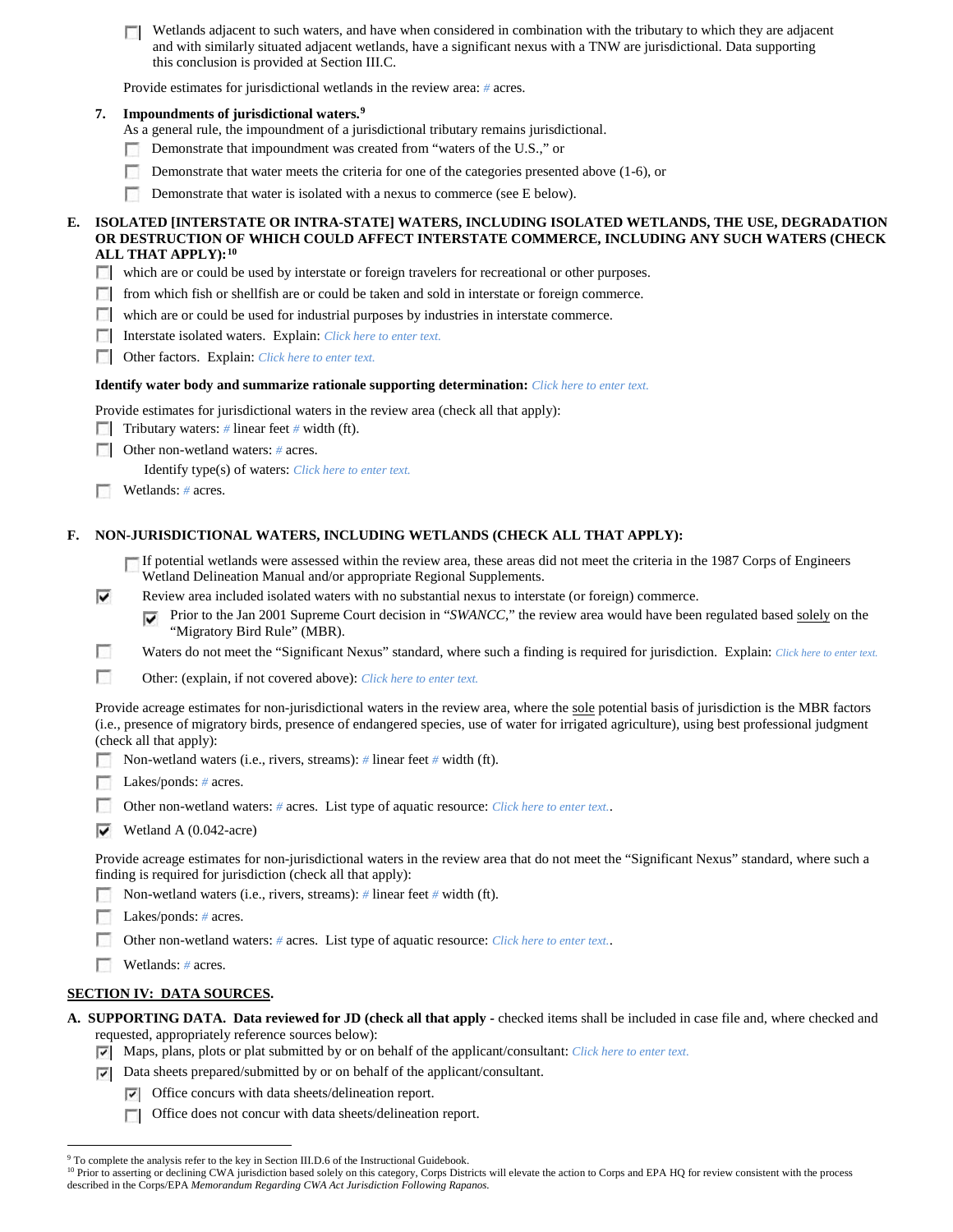- ☐ Wetlands adjacent to such waters, and have when considered in combination with the tributary to which they are adjacent and with similarly situated adjacent wetlands, have a significant nexus with a TNW are jurisdictional. Data supporting this conclusion is provided at Section III.C.

Provide estimates for jurisdictional wetlands in the review area: # acres.

**7. Impoundments of jurisdictional waters.**[9]
As a general rule, the impoundment of a jurisdictional tributary remains jurisdictional.

- ☐ Demonstrate that impoundment was created from "waters of the U.S.," or
- ☐ Demonstrate that water meets the criteria for one of the categories presented above (1-6), or
- ☐ Demonstrate that water is isolated with a nexus to commerce (see E below).

**E. ISOLATED [INTERSTATE OR INTRA-STATE] WATERS, INCLUDING ISOLATED WETLANDS, THE USE, DEGRADATION OR DESTRUCTION OF WHICH COULD AFFECT INTERSTATE COMMERCE, INCLUDING ANY SUCH WATERS (CHECK ALL THAT APPLY):**[10]

- ☐ which are or could be used by interstate or foreign travelers for recreational or other purposes.
- ☐ from which fish or shellfish are or could be taken and sold in interstate or foreign commerce.
- ☐ which are or could be used for industrial purposes by industries in interstate commerce.
- ☐ Interstate isolated waters. Explain: *Click here to enter text.*
- ☐ Other factors. Explain: *Click here to enter text.*

**Identify water body and summarize rationale supporting determination:** *Click here to enter text.*

Provide estimates for jurisdictional waters in the review area (check all that apply):

- ☐ Tributary waters: # linear feet # width (ft).
- ☐ Other non-wetland waters: # acres.
  Identify type(s) of waters: *Click here to enter text.*
- ☐ Wetlands: # acres.

**F. NON-JURISDICTIONAL WATERS, INCLUDING WETLANDS (CHECK ALL THAT APPLY):**

- ☐ If potential wetlands were assessed within the review area, these areas did not meet the criteria in the 1987 Corps of Engineers Wetland Delineation Manual and/or appropriate Regional Supplements.
- ☑ Review area included isolated waters with no substantial nexus to interstate (or foreign) commerce.
  - ☑ Prior to the Jan 2001 Supreme Court decision in "*SWANCC*," the review area would have been regulated based solely on the "Migratory Bird Rule" (MBR).
- ☐ Waters do not meet the "Significant Nexus" standard, where such a finding is required for jurisdiction. Explain: *Click here to enter text.*
- ☐ Other: (explain, if not covered above): *Click here to enter text.*

Provide acreage estimates for non-jurisdictional waters in the review area, where the sole potential basis of jurisdiction is the MBR factors (i.e., presence of migratory birds, presence of endangered species, use of water for irrigated agriculture), using best professional judgment (check all that apply):

- ☐ Non-wetland waters (i.e., rivers, streams): # linear feet # width (ft).
- ☐ Lakes/ponds: # acres.
- ☐ Other non-wetland waters: # acres. List type of aquatic resource: *Click here to enter text.*.
- ☑ Wetland A (0.042-acre)

Provide acreage estimates for non-jurisdictional waters in the review area that do not meet the "Significant Nexus" standard, where such a finding is required for jurisdiction (check all that apply):

- ☐ Non-wetland waters (i.e., rivers, streams): # linear feet # width (ft).
- ☐ Lakes/ponds: # acres.
- ☐ Other non-wetland waters: # acres. List type of aquatic resource: *Click here to enter text.*.
- ☐ Wetlands: # acres.

## SECTION IV: DATA SOURCES.

**A. SUPPORTING DATA. Data reviewed for JD (check all that apply** - checked items shall be included in case file and, where checked and requested, appropriately reference sources below):

- ☑ Maps, plans, plots or plat submitted by or on behalf of the applicant/consultant: *Click here to enter text.*
- ☑ Data sheets prepared/submitted by or on behalf of the applicant/consultant.
  - ☑ Office concurs with data sheets/delineation report.
  - ☐ Office does not concur with data sheets/delineation report.

---

[9] To complete the analysis refer to the key in Section III.D.6 of the Instructional Guidebook.
[10] Prior to asserting or declining CWA jurisdiction based solely on this category, Corps Districts will elevate the action to Corps and EPA HQ for review consistent with the process described in the Corps/EPA *Memorandum Regarding CWA Act Jurisdiction Following Rapanos.*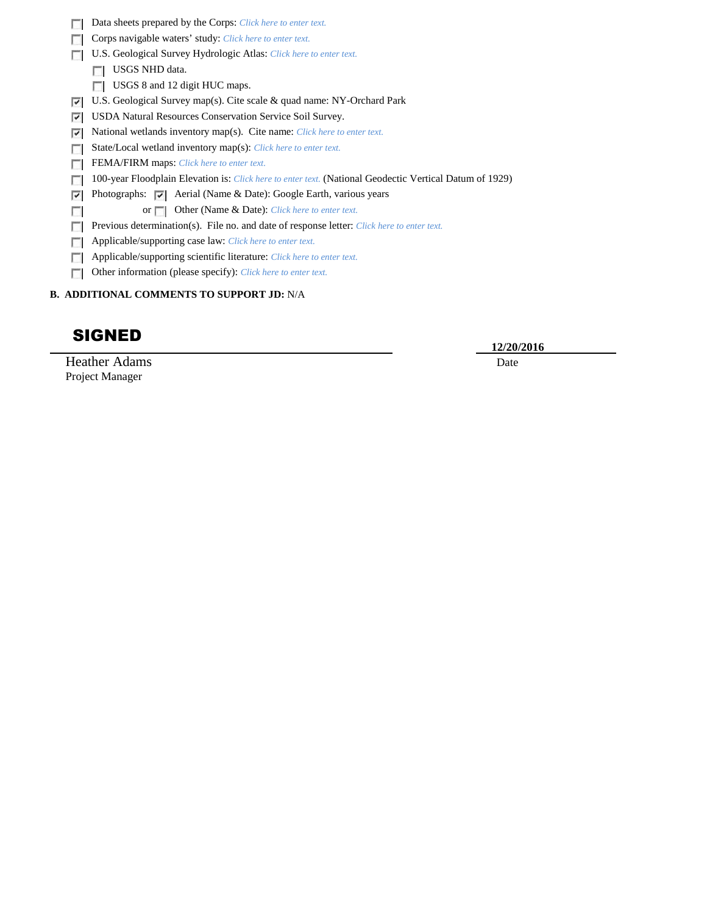- [ ] Data sheets prepared by the Corps: *Click here to enter text.*
- [ ] Corps navigable waters' study: *Click here to enter text.*
- [ ] U.S. Geological Survey Hydrologic Atlas: *Click here to enter text.*
  - [ ] USGS NHD data.
  - [ ] USGS 8 and 12 digit HUC maps.
- [x] U.S. Geological Survey map(s). Cite scale & quad name: NY-Orchard Park
- [x] USDA Natural Resources Conservation Service Soil Survey.
- [x] National wetlands inventory map(s). Cite name: *Click here to enter text.*
- [ ] State/Local wetland inventory map(s): *Click here to enter text.*
- [ ] FEMA/FIRM maps: *Click here to enter text.*
- [ ] 100-year Floodplain Elevation is: *Click here to enter text.* (National Geodectic Vertical Datum of 1929)
- [x] Photographs: [x] Aerial (Name & Date): Google Earth, various years
- [ ] or [ ] Other (Name & Date): *Click here to enter text.*
- [ ] Previous determination(s). File no. and date of response letter: *Click here to enter text.*
- [ ] Applicable/supporting case law: *Click here to enter text.*
- [ ] Applicable/supporting scientific literature: *Click here to enter text.*
- [ ] Other information (please specify): *Click here to enter text.*

**B. ADDITIONAL COMMENTS TO SUPPORT JD:** N/A

**SIGNED**

Heather Adams
Project Manager

**12/20/2016**
Date